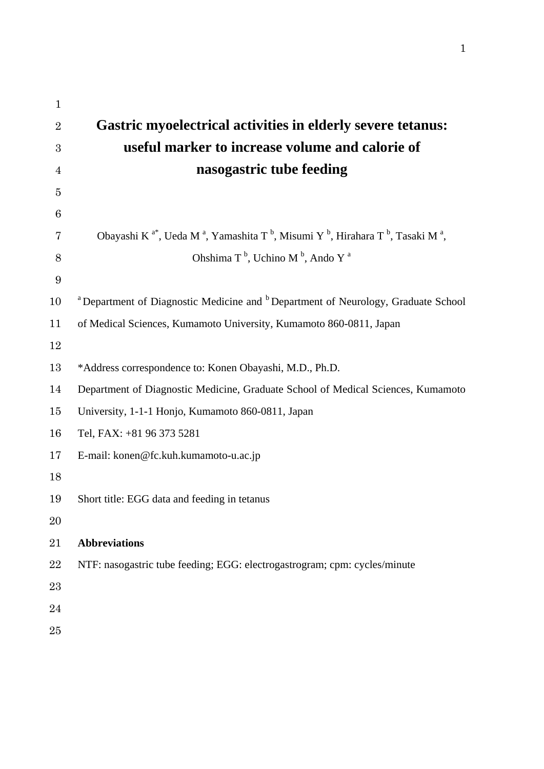# Gastric myoelectrical activities in elderly severe tetanus: useful marker to increase volume and calorie of nasogastric tube feeding

Obayashi K [a*], Ueda M [a], Yamashita T [b], Misumi Y [b], Hirahara T [b], Tasaki M [a], Ohshima T [b], Uchino M [b], Ando Y [a]

[a] Department of Diagnostic Medicine and [b] Department of Neurology, Graduate School of Medical Sciences, Kumamoto University, Kumamoto 860-0811, Japan

*Address correspondence to: Konen Obayashi, M.D., Ph.D.
Department of Diagnostic Medicine, Graduate School of Medical Sciences, Kumamoto University, 1-1-1 Honjo, Kumamoto 860-0811, Japan
Tel, FAX: +81 96 373 5281
E-mail: konen@fc.kuh.kumamoto-u.ac.jp

Short title: EGG data and feeding in tetanus

**Abbreviations**

NTF: nasogastric tube feeding; EGG: electrogastrogram; cpm: cycles/minute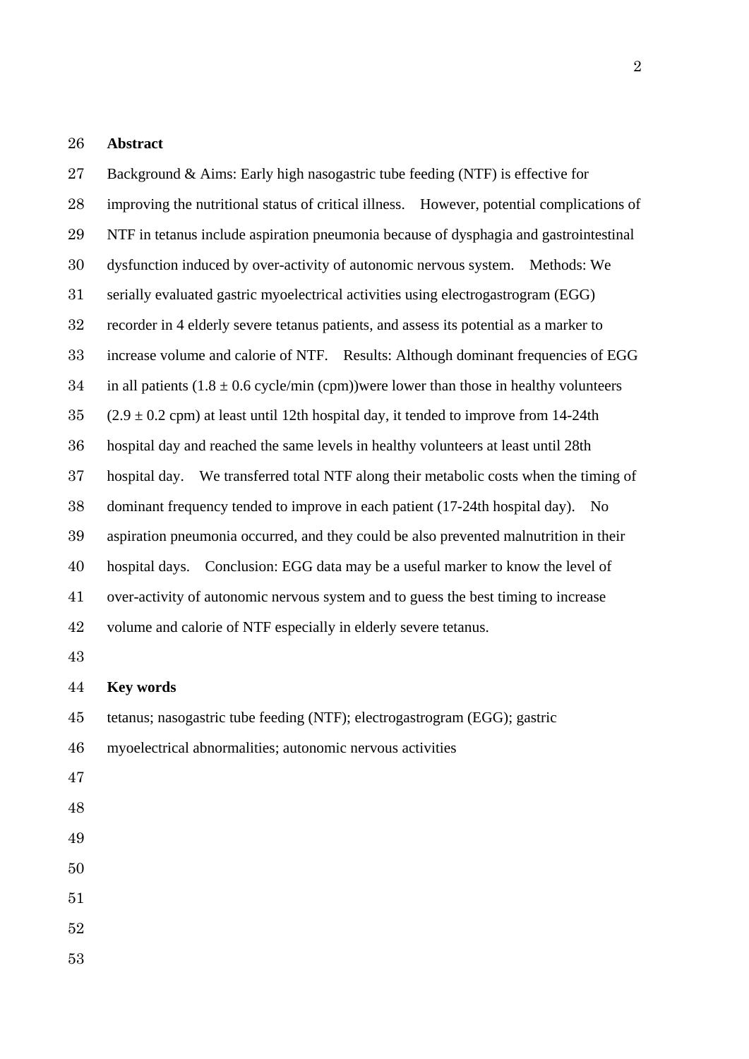## Abstract

Background & Aims: Early high nasogastric tube feeding (NTF) is effective for improving the nutritional status of critical illness. However, potential complications of NTF in tetanus include aspiration pneumonia because of dysphagia and gastrointestinal dysfunction induced by over-activity of autonomic nervous system. Methods: We serially evaluated gastric myoelectrical activities using electrogastrogram (EGG) recorder in 4 elderly severe tetanus patients, and assess its potential as a marker to increase volume and calorie of NTF. Results: Although dominant frequencies of EGG in all patients (1.8 ± 0.6 cycle/min (cpm))were lower than those in healthy volunteers (2.9 ± 0.2 cpm) at least until 12th hospital day, it tended to improve from 14-24th hospital day and reached the same levels in healthy volunteers at least until 28th hospital day. We transferred total NTF along their metabolic costs when the timing of dominant frequency tended to improve in each patient (17-24th hospital day). No aspiration pneumonia occurred, and they could be also prevented malnutrition in their hospital days. Conclusion: EGG data may be a useful marker to know the level of over-activity of autonomic nervous system and to guess the best timing to increase volume and calorie of NTF especially in elderly severe tetanus.

## Key words

tetanus; nasogastric tube feeding (NTF); electrogastrogram (EGG); gastric myoelectrical abnormalities; autonomic nervous activities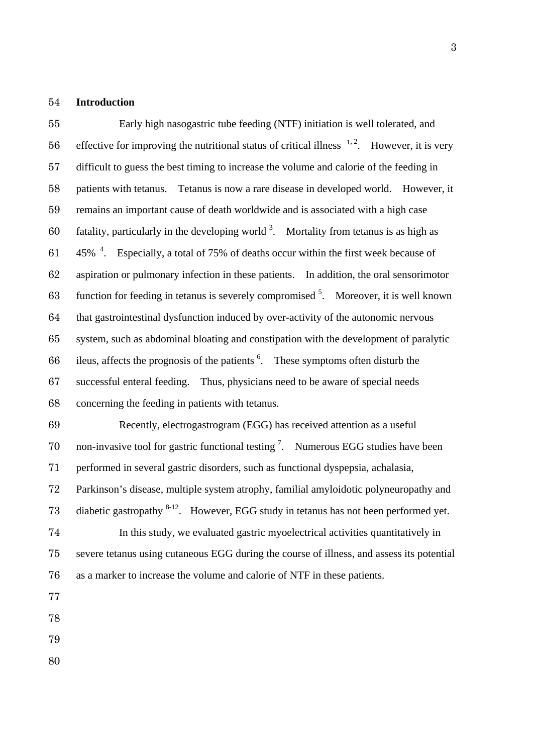## Introduction

Early high nasogastric tube feeding (NTF) initiation is well tolerated, and effective for improving the nutritional status of critical illness [1, 2]. However, it is very difficult to guess the best timing to increase the volume and calorie of the feeding in patients with tetanus. Tetanus is now a rare disease in developed world. However, it remains an important cause of death worldwide and is associated with a high case fatality, particularly in the developing world [3]. Mortality from tetanus is as high as 45% [4]. Especially, a total of 75% of deaths occur within the first week because of aspiration or pulmonary infection in these patients. In addition, the oral sensorimotor function for feeding in tetanus is severely compromised [5]. Moreover, it is well known that gastrointestinal dysfunction induced by over-activity of the autonomic nervous system, such as abdominal bloating and constipation with the development of paralytic ileus, affects the prognosis of the patients [6]. These symptoms often disturb the successful enteral feeding. Thus, physicians need to be aware of special needs concerning the feeding in patients with tetanus.

Recently, electrogastrogram (EGG) has received attention as a useful non-invasive tool for gastric functional testing [7]. Numerous EGG studies have been performed in several gastric disorders, such as functional dyspepsia, achalasia, Parkinson's disease, multiple system atrophy, familial amyloidotic polyneuropathy and diabetic gastropathy [8-12]. However, EGG study in tetanus has not been performed yet.

In this study, we evaluated gastric myoelectrical activities quantitatively in severe tetanus using cutaneous EGG during the course of illness, and assess its potential as a marker to increase the volume and calorie of NTF in these patients.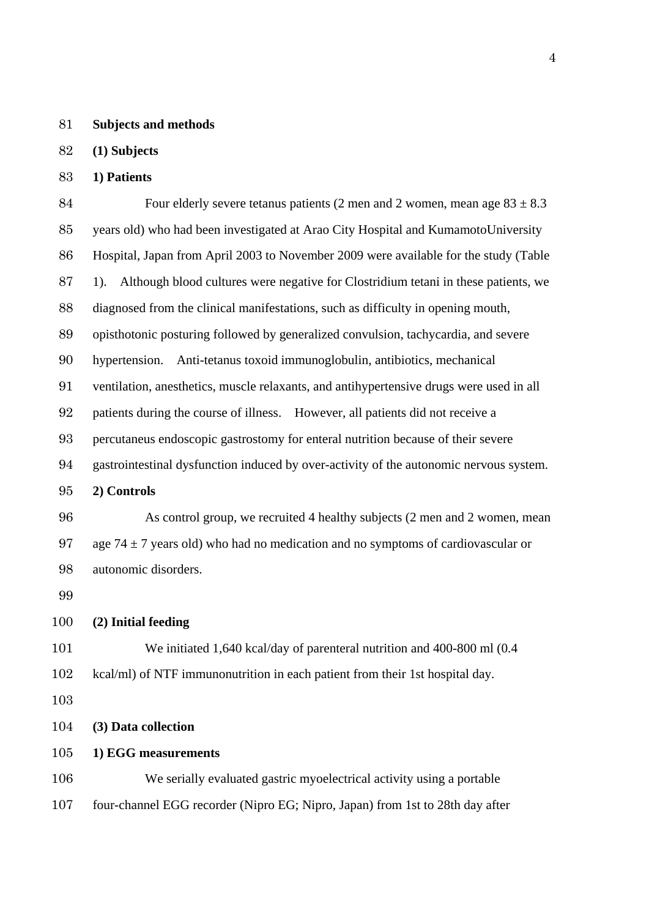## Subjects and methods

### (1) Subjects

#### 1) Patients

Four elderly severe tetanus patients (2 men and 2 women, mean age 83 ± 8.3 years old) who had been investigated at Arao City Hospital and KumamotoUniversity Hospital, Japan from April 2003 to November 2009 were available for the study (Table 1). Although blood cultures were negative for Clostridium tetani in these patients, we diagnosed from the clinical manifestations, such as difficulty in opening mouth, opisthotonic posturing followed by generalized convulsion, tachycardia, and severe hypertension. Anti-tetanus toxoid immunoglobulin, antibiotics, mechanical ventilation, anesthetics, muscle relaxants, and antihypertensive drugs were used in all patients during the course of illness. However, all patients did not receive a percutaneus endoscopic gastrostomy for enteral nutrition because of their severe gastrointestinal dysfunction induced by over-activity of the autonomic nervous system.

#### 2) Controls

As control group, we recruited 4 healthy subjects (2 men and 2 women, mean age 74 ± 7 years old) who had no medication and no symptoms of cardiovascular or autonomic disorders.

### (2) Initial feeding

We initiated 1,640 kcal/day of parenteral nutrition and 400-800 ml (0.4 kcal/ml) of NTF immunonutrition in each patient from their 1st hospital day.

### (3) Data collection

#### 1) EGG measurements

We serially evaluated gastric myoelectrical activity using a portable four-channel EGG recorder (Nipro EG; Nipro, Japan) from 1st to 28th day after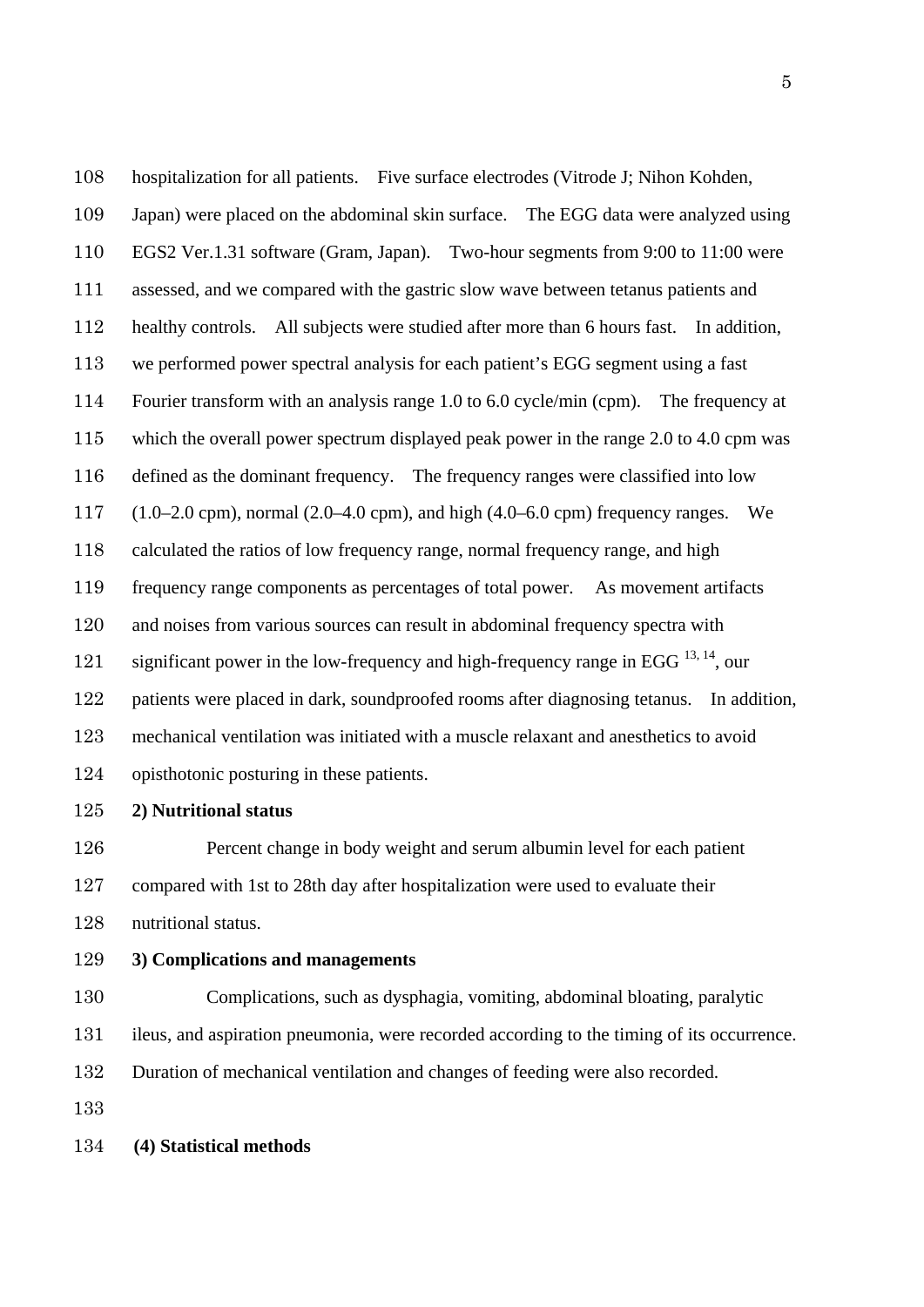hospitalization for all patients. Five surface electrodes (Vitrode J; Nihon Kohden, Japan) were placed on the abdominal skin surface. The EGG data were analyzed using EGS2 Ver.1.31 software (Gram, Japan). Two-hour segments from 9:00 to 11:00 were assessed, and we compared with the gastric slow wave between tetanus patients and healthy controls. All subjects were studied after more than 6 hours fast. In addition, we performed power spectral analysis for each patient's EGG segment using a fast Fourier transform with an analysis range 1.0 to 6.0 cycle/min (cpm). The frequency at which the overall power spectrum displayed peak power in the range 2.0 to 4.0 cpm was defined as the dominant frequency. The frequency ranges were classified into low (1.0–2.0 cpm), normal (2.0–4.0 cpm), and high (4.0–6.0 cpm) frequency ranges. We calculated the ratios of low frequency range, normal frequency range, and high frequency range components as percentages of total power. As movement artifacts and noises from various sources can result in abdominal frequency spectra with significant power in the low-frequency and high-frequency range in EGG [13, 14], our patients were placed in dark, soundproofed rooms after diagnosing tetanus. In addition, mechanical ventilation was initiated with a muscle relaxant and anesthetics to avoid opisthotonic posturing in these patients.

**2) Nutritional status**

Percent change in body weight and serum albumin level for each patient compared with 1st to 28th day after hospitalization were used to evaluate their nutritional status.

**3) Complications and managements**

Complications, such as dysphagia, vomiting, abdominal bloating, paralytic ileus, and aspiration pneumonia, were recorded according to the timing of its occurrence. Duration of mechanical ventilation and changes of feeding were also recorded.

**(4) Statistical methods**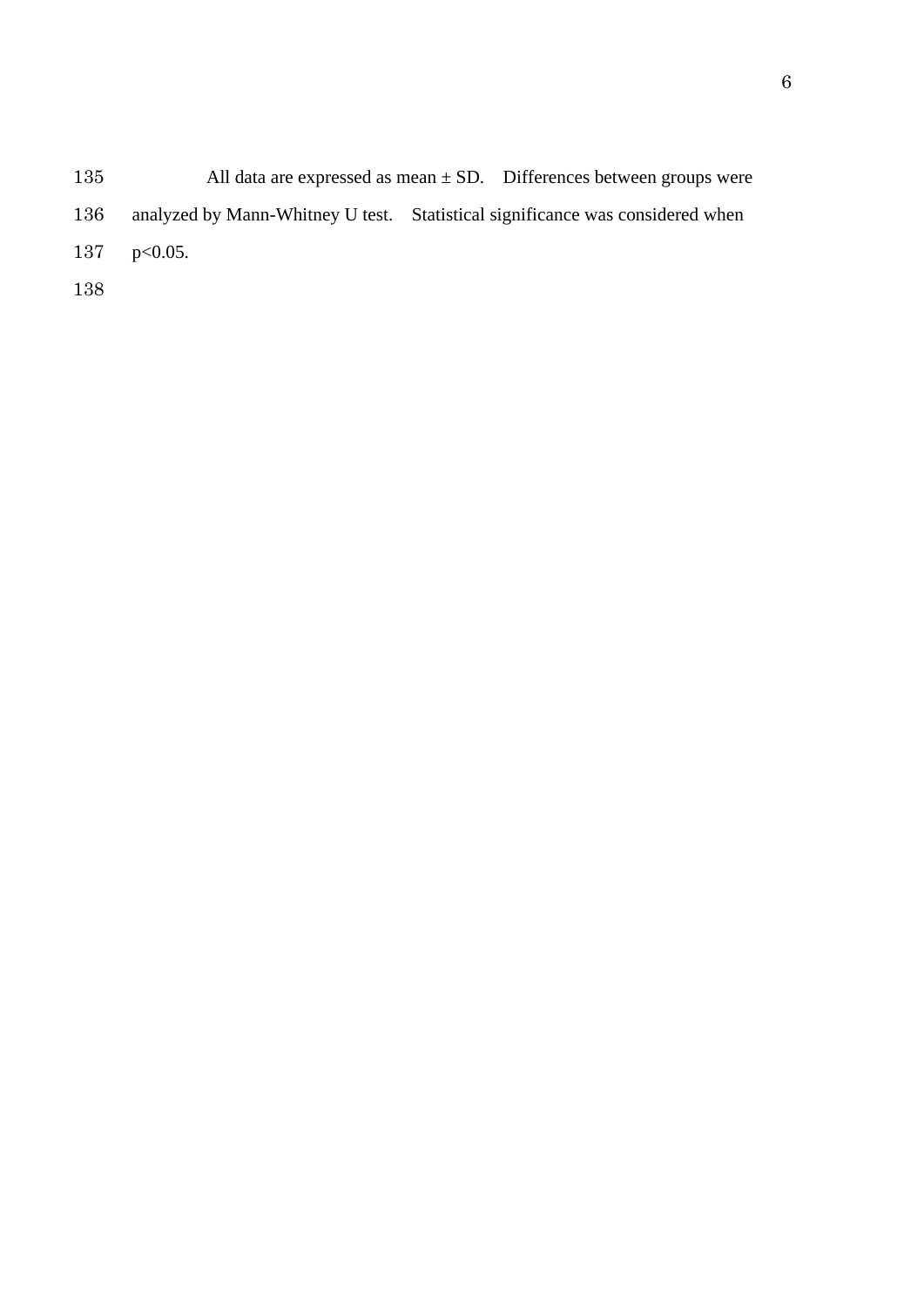All data are expressed as mean ± SD. Differences between groups were analyzed by Mann-Whitney U test. Statistical significance was considered when $p<0.05$.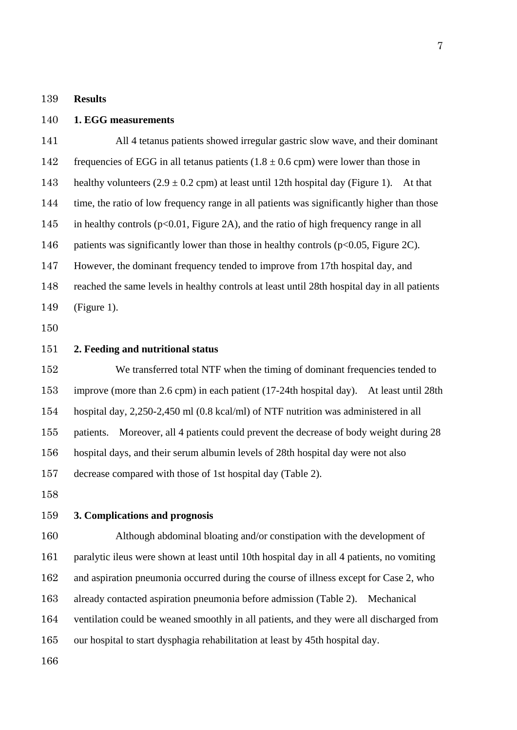## Results

### 1. EGG measurements

All 4 tetanus patients showed irregular gastric slow wave, and their dominant frequencies of EGG in all tetanus patients (1.8 ± 0.6 cpm) were lower than those in healthy volunteers (2.9 ± 0.2 cpm) at least until 12th hospital day (Figure 1). At that time, the ratio of low frequency range in all patients was significantly higher than those in healthy controls ($p<0.01$, Figure 2A), and the ratio of high frequency range in all patients was significantly lower than those in healthy controls ($p<0.05$, Figure 2C). However, the dominant frequency tended to improve from 17th hospital day, and reached the same levels in healthy controls at least until 28th hospital day in all patients (Figure 1).

### 2. Feeding and nutritional status

We transferred total NTF when the timing of dominant frequencies tended to improve (more than 2.6 cpm) in each patient (17-24th hospital day). At least until 28th hospital day, 2,250-2,450 ml (0.8 kcal/ml) of NTF nutrition was administered in all patients. Moreover, all 4 patients could prevent the decrease of body weight during 28 hospital days, and their serum albumin levels of 28th hospital day were not also decrease compared with those of 1st hospital day (Table 2).

### 3. Complications and prognosis

Although abdominal bloating and/or constipation with the development of paralytic ileus were shown at least until 10th hospital day in all 4 patients, no vomiting and aspiration pneumonia occurred during the course of illness except for Case 2, who already contacted aspiration pneumonia before admission (Table 2). Mechanical ventilation could be weaned smoothly in all patients, and they were all discharged from our hospital to start dysphagia rehabilitation at least by 45th hospital day.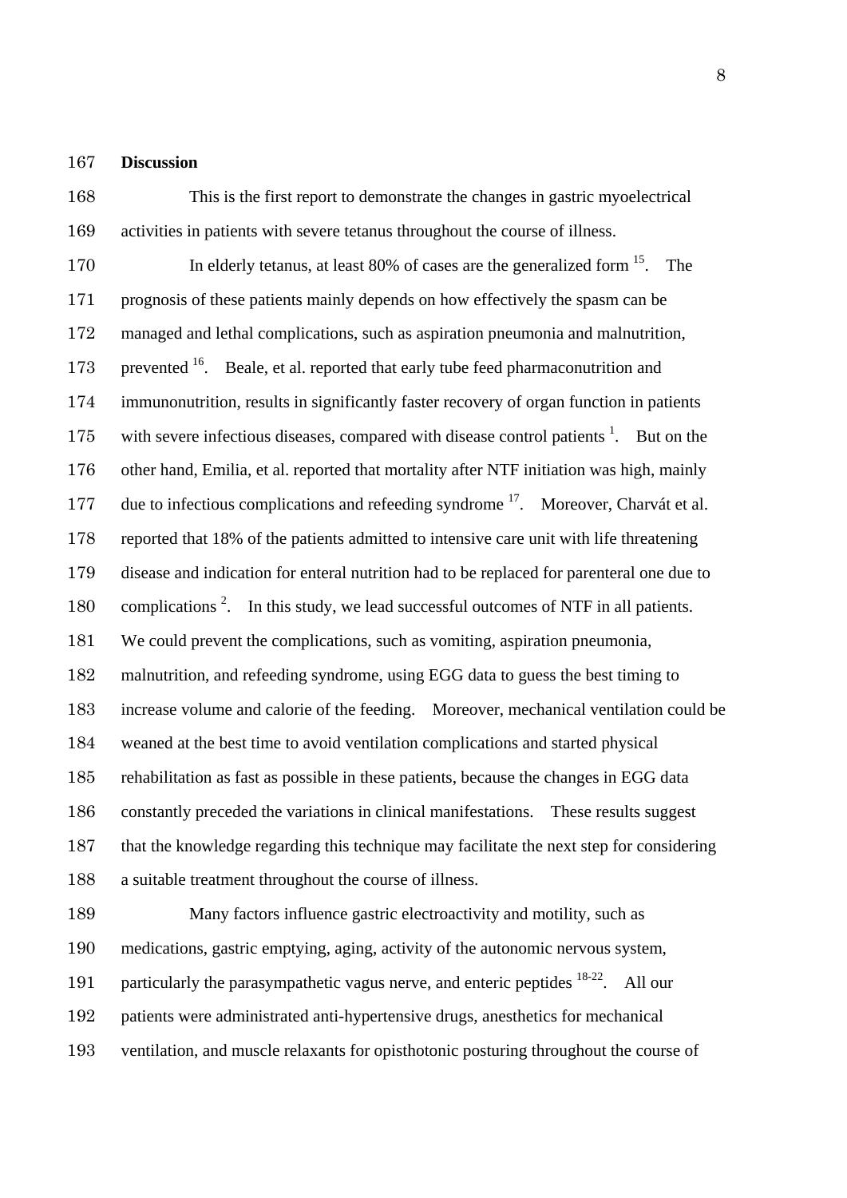## Discussion

This is the first report to demonstrate the changes in gastric myoelectrical activities in patients with severe tetanus throughout the course of illness.

In elderly tetanus, at least 80% of cases are the generalized form [15]. The prognosis of these patients mainly depends on how effectively the spasm can be managed and lethal complications, such as aspiration pneumonia and malnutrition, prevented [16]. Beale, et al. reported that early tube feed pharmaconutrition and immunonutrition, results in significantly faster recovery of organ function in patients with severe infectious diseases, compared with disease control patients [1]. But on the other hand, Emilia, et al. reported that mortality after NTF initiation was high, mainly due to infectious complications and refeeding syndrome [17]. Moreover, Charvát et al. reported that 18% of the patients admitted to intensive care unit with life threatening disease and indication for enteral nutrition had to be replaced for parenteral one due to complications [2]. In this study, we lead successful outcomes of NTF in all patients. We could prevent the complications, such as vomiting, aspiration pneumonia, malnutrition, and refeeding syndrome, using EGG data to guess the best timing to increase volume and calorie of the feeding. Moreover, mechanical ventilation could be weaned at the best time to avoid ventilation complications and started physical rehabilitation as fast as possible in these patients, because the changes in EGG data constantly preceded the variations in clinical manifestations. These results suggest that the knowledge regarding this technique may facilitate the next step for considering a suitable treatment throughout the course of illness.

Many factors influence gastric electroactivity and motility, such as medications, gastric emptying, aging, activity of the autonomic nervous system, particularly the parasympathetic vagus nerve, and enteric peptides [18-22]. All our patients were administrated anti-hypertensive drugs, anesthetics for mechanical ventilation, and muscle relaxants for opisthotonic posturing throughout the course of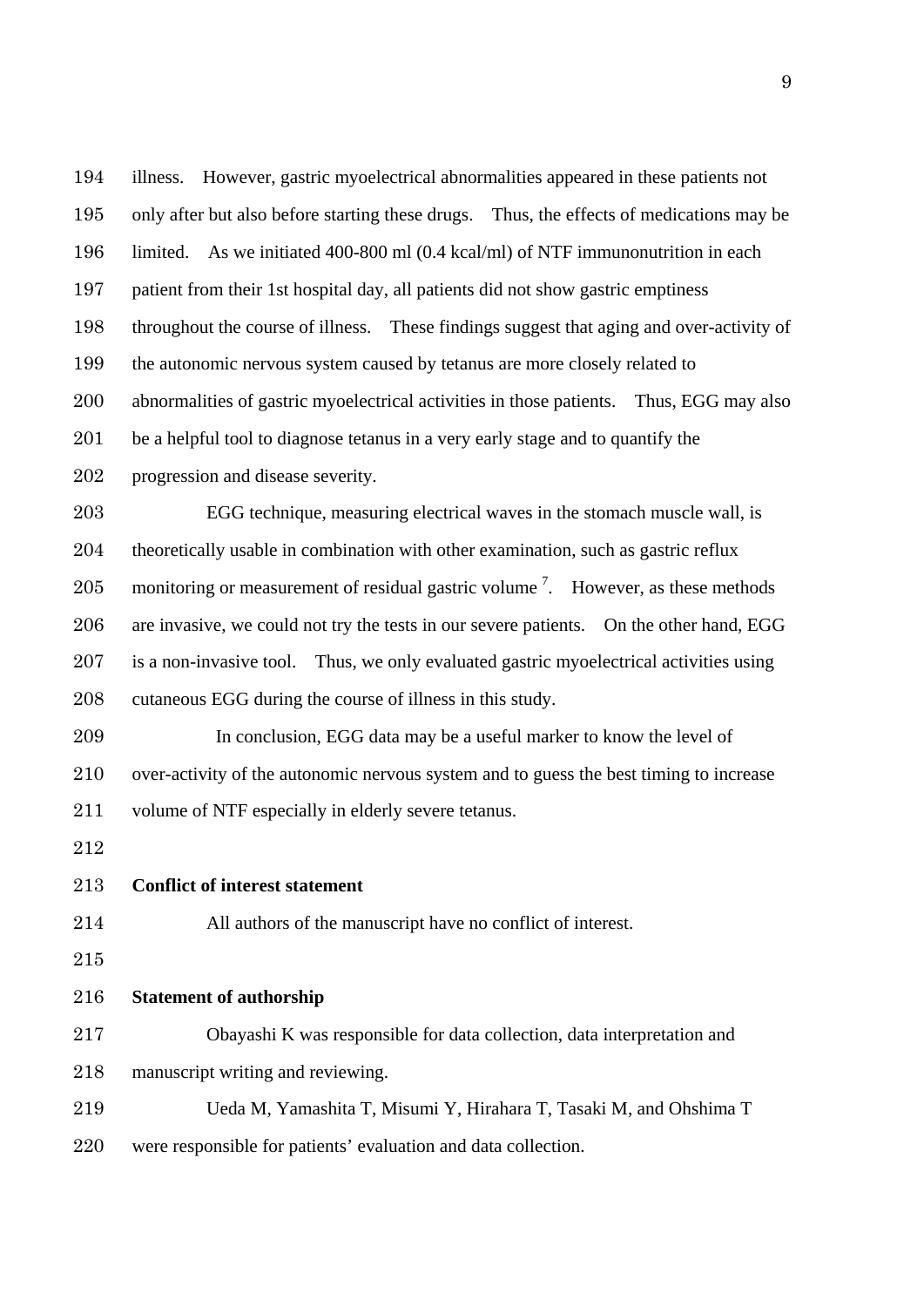illness. However, gastric myoelectrical abnormalities appeared in these patients not only after but also before starting these drugs. Thus, the effects of medications may be limited. As we initiated 400-800 ml (0.4 kcal/ml) of NTF immunonutrition in each patient from their 1st hospital day, all patients did not show gastric emptiness throughout the course of illness. These findings suggest that aging and over-activity of the autonomic nervous system caused by tetanus are more closely related to abnormalities of gastric myoelectrical activities in those patients. Thus, EGG may also be a helpful tool to diagnose tetanus in a very early stage and to quantify the progression and disease severity.

EGG technique, measuring electrical waves in the stomach muscle wall, is theoretically usable in combination with other examination, such as gastric reflux monitoring or measurement of residual gastric volume [7]. However, as these methods are invasive, we could not try the tests in our severe patients. On the other hand, EGG is a non-invasive tool. Thus, we only evaluated gastric myoelectrical activities using cutaneous EGG during the course of illness in this study.

In conclusion, EGG data may be a useful marker to know the level of over-activity of the autonomic nervous system and to guess the best timing to increase volume of NTF especially in elderly severe tetanus.

**Conflict of interest statement**

All authors of the manuscript have no conflict of interest.

**Statement of authorship**

Obayashi K was responsible for data collection, data interpretation and manuscript writing and reviewing.

Ueda M, Yamashita T, Misumi Y, Hirahara T, Tasaki M, and Ohshima T were responsible for patients' evaluation and data collection.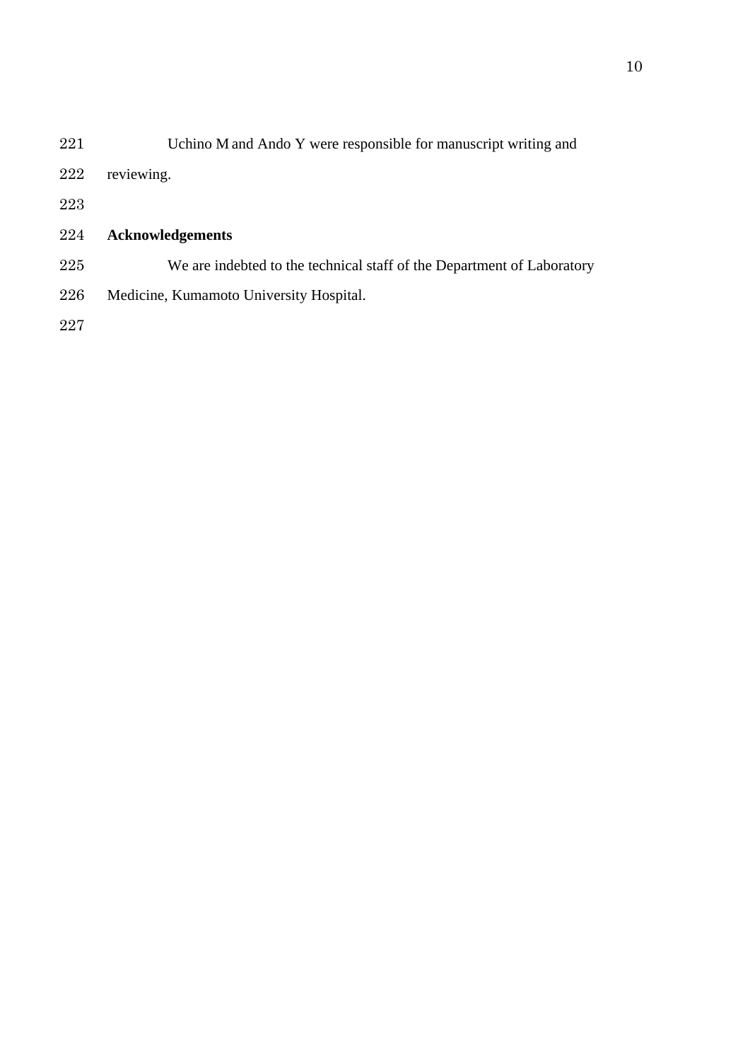Uchino M and Ando Y were responsible for manuscript writing and reviewing.

## Acknowledgements

We are indebted to the technical staff of the Department of Laboratory Medicine, Kumamoto University Hospital.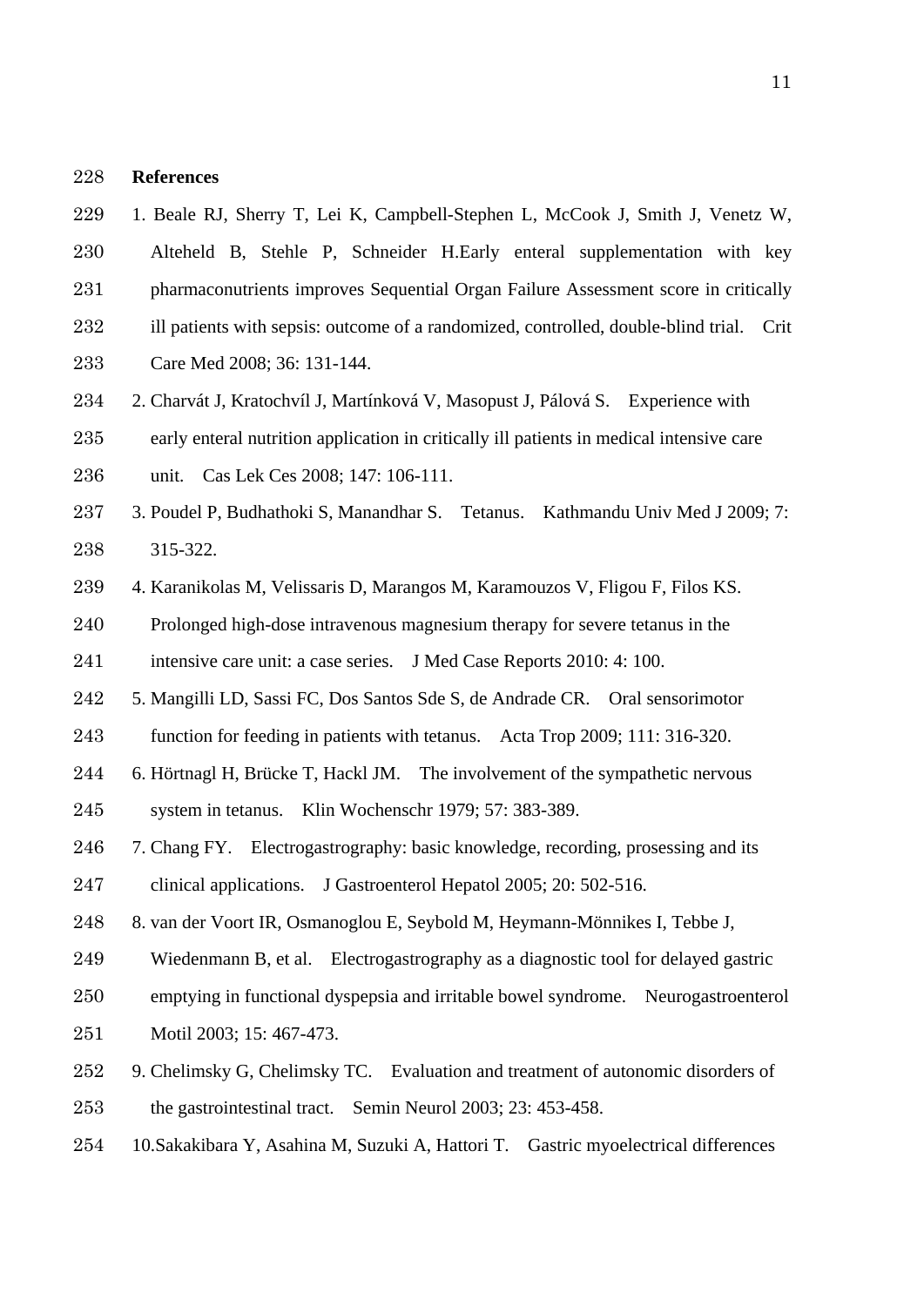# References

1. Beale RJ, Sherry T, Lei K, Campbell-Stephen L, McCook J, Smith J, Venetz W, Alteheld B, Stehle P, Schneider H.Early enteral supplementation with key pharmaconutrients improves Sequential Organ Failure Assessment score in critically ill patients with sepsis: outcome of a randomized, controlled, double-blind trial. Crit Care Med 2008; 36: 131-144.
2. Charvát J, Kratochvíl J, Martínková V, Masopust J, Pálová S. Experience with early enteral nutrition application in critically ill patients in medical intensive care unit. Cas Lek Ces 2008; 147: 106-111.
3. Poudel P, Budhathoki S, Manandhar S. Tetanus. Kathmandu Univ Med J 2009; 7: 315-322.
4. Karanikolas M, Velissaris D, Marangos M, Karamouzos V, Fligou F, Filos KS. Prolonged high-dose intravenous magnesium therapy for severe tetanus in the intensive care unit: a case series. J Med Case Reports 2010: 4: 100.
5. Mangilli LD, Sassi FC, Dos Santos Sde S, de Andrade CR. Oral sensorimotor function for feeding in patients with tetanus. Acta Trop 2009; 111: 316-320.
6. Hörtnagl H, Brücke T, Hackl JM. The involvement of the sympathetic nervous system in tetanus. Klin Wochenschr 1979; 57: 383-389.
7. Chang FY. Electrogastrography: basic knowledge, recording, prosessing and its clinical applications. J Gastroenterol Hepatol 2005; 20: 502-516.
8. van der Voort IR, Osmanoglou E, Seybold M, Heymann-Mönnikes I, Tebbe J, Wiedenmann B, et al. Electrogastrography as a diagnostic tool for delayed gastric emptying in functional dyspepsia and irritable bowel syndrome. Neurogastroenterol Motil 2003; 15: 467-473.
9. Chelimsky G, Chelimsky TC. Evaluation and treatment of autonomic disorders of the gastrointestinal tract. Semin Neurol 2003; 23: 453-458.
10. Sakakibara Y, Asahina M, Suzuki A, Hattori T. Gastric myoelectrical differences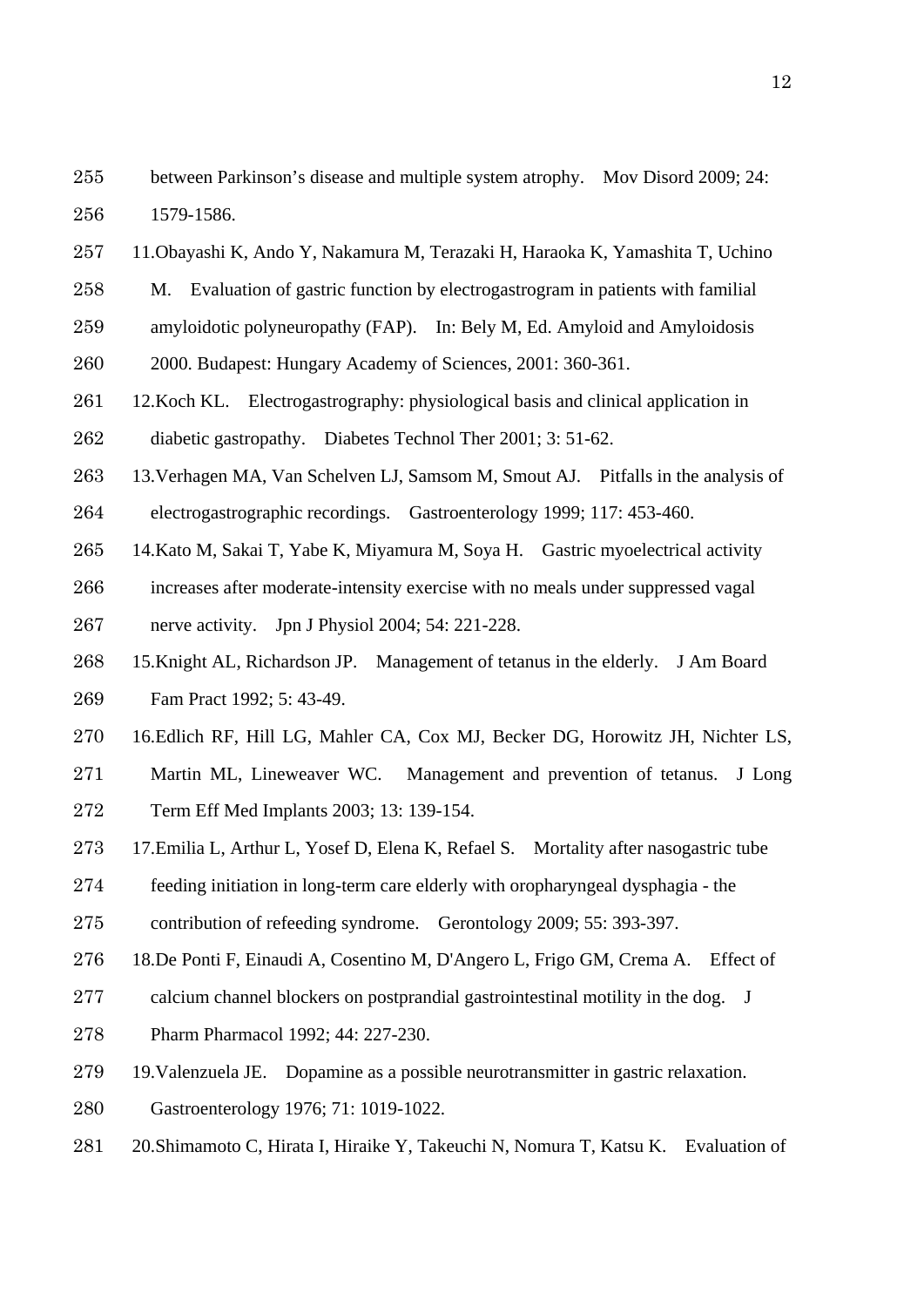between Parkinson's disease and multiple system atrophy. Mov Disord 2009; 24: 1579-1586.

11. Obayashi K, Ando Y, Nakamura M, Terazaki H, Haraoka K, Yamashita T, Uchino M. Evaluation of gastric function by electrogastrogram in patients with familial amyloidotic polyneuropathy (FAP). In: Bely M, Ed. Amyloid and Amyloidosis 2000. Budapest: Hungary Academy of Sciences, 2001: 360-361.
12. Koch KL. Electrogastrography: physiological basis and clinical application in diabetic gastropathy. Diabetes Technol Ther 2001; 3: 51-62.
13. Verhagen MA, Van Schelven LJ, Samsom M, Smout AJ. Pitfalls in the analysis of electrogastrographic recordings. Gastroenterology 1999; 117: 453-460.
14. Kato M, Sakai T, Yabe K, Miyamura M, Soya H. Gastric myoelectrical activity increases after moderate-intensity exercise with no meals under suppressed vagal nerve activity. Jpn J Physiol 2004; 54: 221-228.
15. Knight AL, Richardson JP. Management of tetanus in the elderly. J Am Board Fam Pract 1992; 5: 43-49.
16. Edlich RF, Hill LG, Mahler CA, Cox MJ, Becker DG, Horowitz JH, Nichter LS, Martin ML, Lineweaver WC. Management and prevention of tetanus. J Long Term Eff Med Implants 2003; 13: 139-154.
17. Emilia L, Arthur L, Yosef D, Elena K, Refael S. Mortality after nasogastric tube feeding initiation in long-term care elderly with oropharyngeal dysphagia - the contribution of refeeding syndrome. Gerontology 2009; 55: 393-397.
18. De Ponti F, Einaudi A, Cosentino M, D'Angero L, Frigo GM, Crema A. Effect of calcium channel blockers on postprandial gastrointestinal motility in the dog. J Pharm Pharmacol 1992; 44: 227-230.
19. Valenzuela JE. Dopamine as a possible neurotransmitter in gastric relaxation. Gastroenterology 1976; 71: 1019-1022.
20. Shimamoto C, Hirata I, Hiraike Y, Takeuchi N, Nomura T, Katsu K. Evaluation of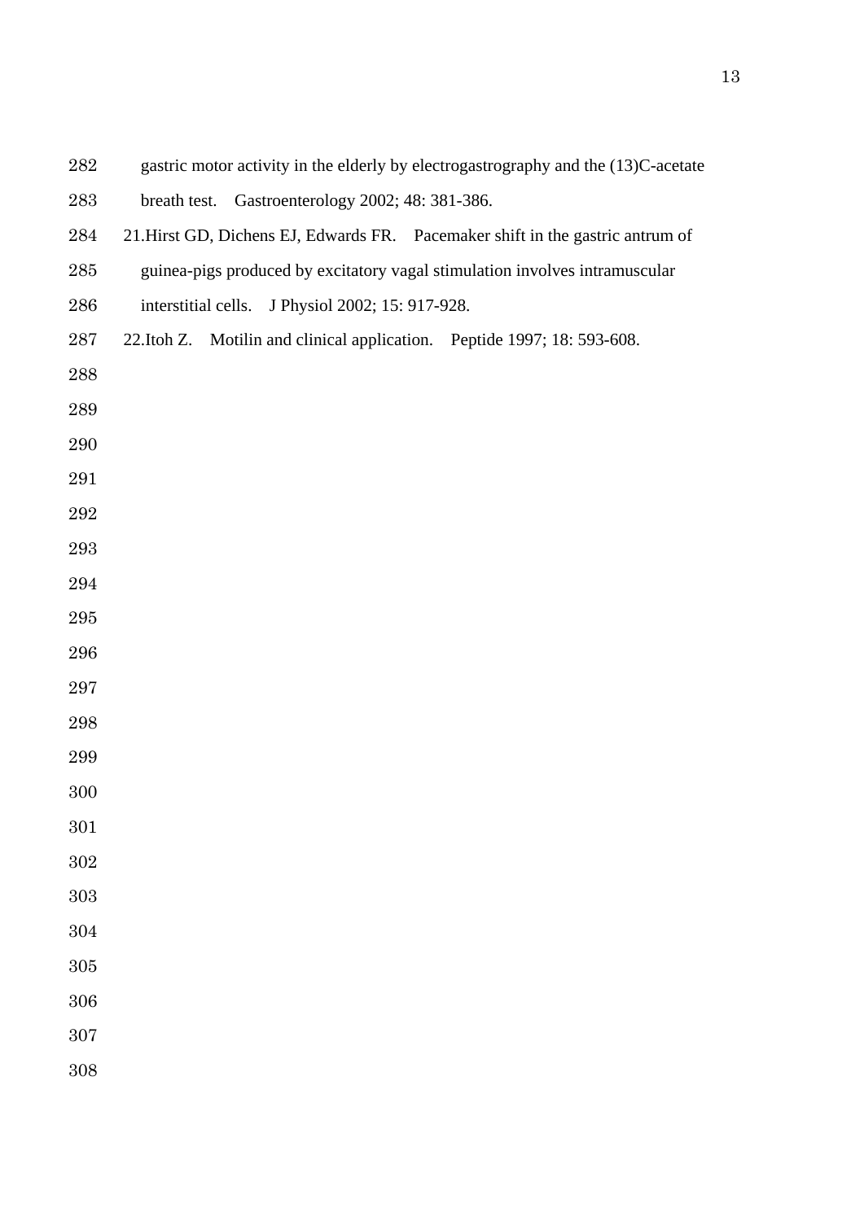gastric motor activity in the elderly by electrogastrography and the (13)C-acetate breath test. Gastroenterology 2002; 48: 381-386.

21. Hirst GD, Dichens EJ, Edwards FR. Pacemaker shift in the gastric antrum of guinea-pigs produced by excitatory vagal stimulation involves intramuscular interstitial cells. J Physiol 2002; 15: 917-928.

22. Itoh Z. Motilin and clinical application. Peptide 1997; 18: 593-608.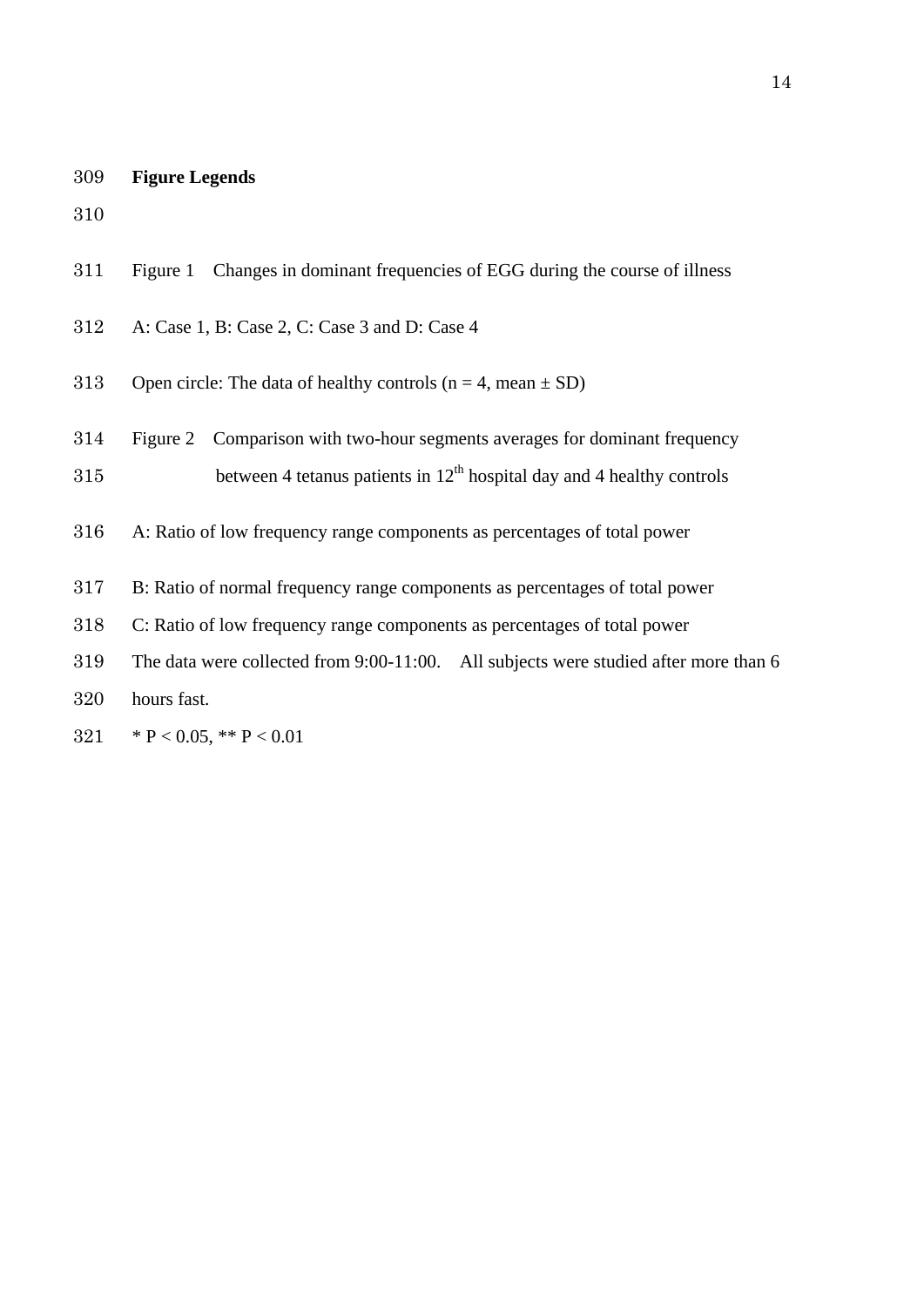**Figure Legends**

Figure 1 Changes in dominant frequencies of EGG during the course of illness

A: Case 1, B: Case 2, C: Case 3 and D: Case 4

Open circle: The data of healthy controls (n = 4, mean ± SD)

Figure 2 Comparison with two-hour segments averages for dominant frequency between 4 tetanus patients in 12th hospital day and 4 healthy controls

A: Ratio of low frequency range components as percentages of total power

B: Ratio of normal frequency range components as percentages of total power

C: Ratio of low frequency range components as percentages of total power

The data were collected from 9:00-11:00. All subjects were studied after more than 6 hours fast.

* P < 0.05, ** P < 0.01